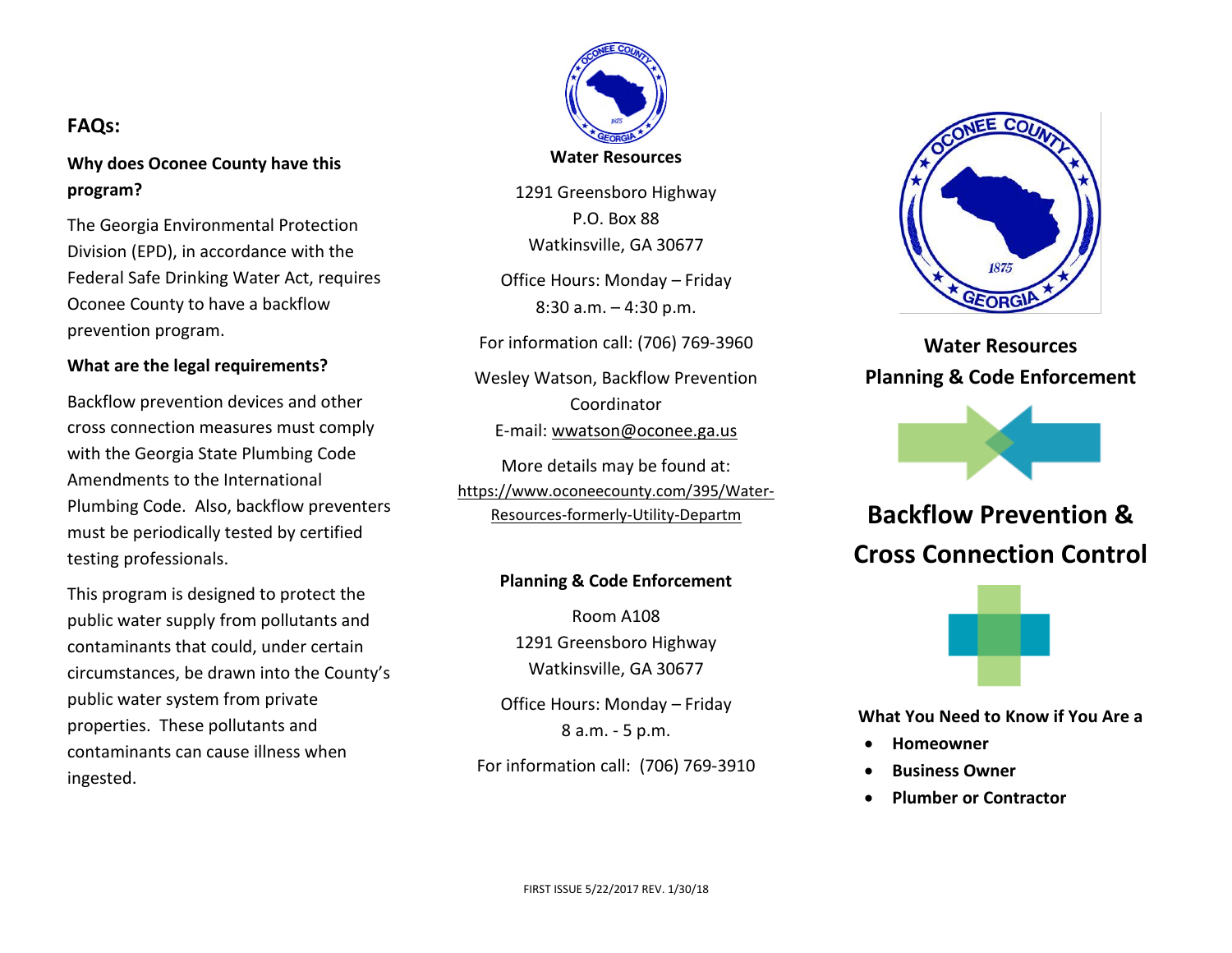## FAQs:

### Why does Oconee County have this program?

The Georgia Environmental Protection Division (EPD), in accordance with the Federal Safe Drinking Water Act, requires Oconee County to have a backflow prevention program.

### What are the legal requirements?

Backflow prevention devices and other cross connection measures must comply with the Georgia State Plumbing Code Amendments to the International Plumbing Code. Also, backflow preventers must be periodically tested by certified testing professionals.

This program is designed to protect the public water supply from pollutants and contaminants that could, under certain circumstances, be drawn into the County's public water system from private properties. These pollutants and contaminants can cause illness when ingested.

**Water Resources**

1291 Greensboro Highway
P.O. Box 88
Watkinsville, GA 30677

Office Hours: Monday – Friday
8:30 a.m. – 4:30 p.m.

For information call: (706) 769-3960

Wesley Watson, Backflow Prevention Coordinator
E-mail: wwatson@oconee.ga.us

More details may be found at:
https://www.oconeecounty.com/395/Water-Resources-formerly-Utility-Departm

**Planning & Code Enforcement**

Room A108
1291 Greensboro Highway
Watkinsville, GA 30677

Office Hours: Monday – Friday
8 a.m. - 5 p.m.

For information call: (706) 769-3910

FIRST ISSUE 5/22/2017 REV. 1/30/18

**Water Resources**
**Planning & Code Enforcement**

# Backflow Prevention & Cross Connection Control

**What You Need to Know if You Are a**

- **Homeowner**
- **Business Owner**
- **Plumber or Contractor**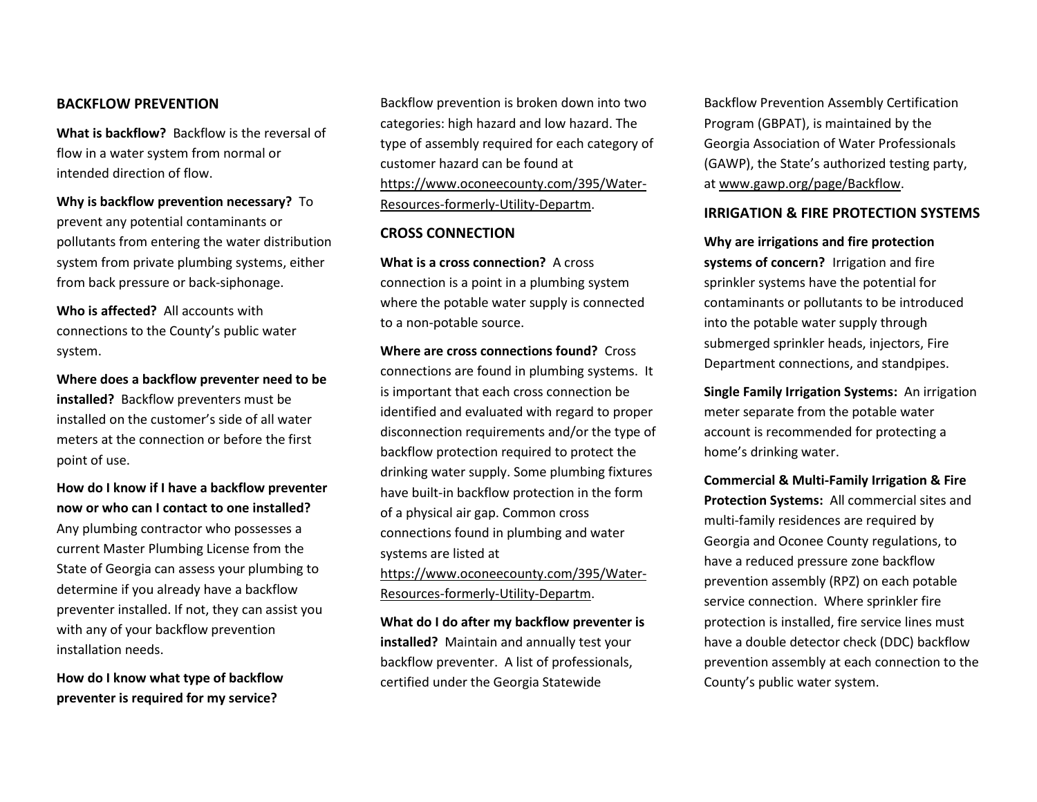## BACKFLOW PREVENTION

**What is backflow?** Backflow is the reversal of flow in a water system from normal or intended direction of flow.

**Why is backflow prevention necessary?** To prevent any potential contaminants or pollutants from entering the water distribution system from private plumbing systems, either from back pressure or back-siphonage.

**Who is affected?** All accounts with connections to the County's public water system.

**Where does a backflow preventer need to be installed?** Backflow preventers must be installed on the customer's side of all water meters at the connection or before the first point of use.

**How do I know if I have a backflow preventer now or who can I contact to one installed?** Any plumbing contractor who possesses a current Master Plumbing License from the State of Georgia can assess your plumbing to determine if you already have a backflow preventer installed. If not, they can assist you with any of your backflow prevention installation needs.

**How do I know what type of backflow preventer is required for my service?** Backflow prevention is broken down into two categories: high hazard and low hazard. The type of assembly required for each category of customer hazard can be found at https://www.oconeecounty.com/395/Water-Resources-formerly-Utility-Departm.

## CROSS CONNECTION

**What is a cross connection?** A cross connection is a point in a plumbing system where the potable water supply is connected to a non-potable source.

**Where are cross connections found?** Cross connections are found in plumbing systems. It is important that each cross connection be identified and evaluated with regard to proper disconnection requirements and/or the type of backflow protection required to protect the drinking water supply. Some plumbing fixtures have built-in backflow protection in the form of a physical air gap. Common cross connections found in plumbing and water systems are listed at https://www.oconeecounty.com/395/Water-Resources-formerly-Utility-Departm.

**What do I do after my backflow preventer is installed?** Maintain and annually test your backflow preventer. A list of professionals, certified under the Georgia Statewide Backflow Prevention Assembly Certification Program (GBPAT), is maintained by the Georgia Association of Water Professionals (GAWP), the State's authorized testing party, at www.gawp.org/page/Backflow.

## IRRIGATION & FIRE PROTECTION SYSTEMS

**Why are irrigations and fire protection systems of concern?** Irrigation and fire sprinkler systems have the potential for contaminants or pollutants to be introduced into the potable water supply through submerged sprinkler heads, injectors, Fire Department connections, and standpipes.

**Single Family Irrigation Systems:** An irrigation meter separate from the potable water account is recommended for protecting a home's drinking water.

**Commercial & Multi-Family Irrigation & Fire Protection Systems:** All commercial sites and multi-family residences are required by Georgia and Oconee County regulations, to have a reduced pressure zone backflow prevention assembly (RPZ) on each potable service connection. Where sprinkler fire protection is installed, fire service lines must have a double detector check (DDC) backflow prevention assembly at each connection to the County's public water system.